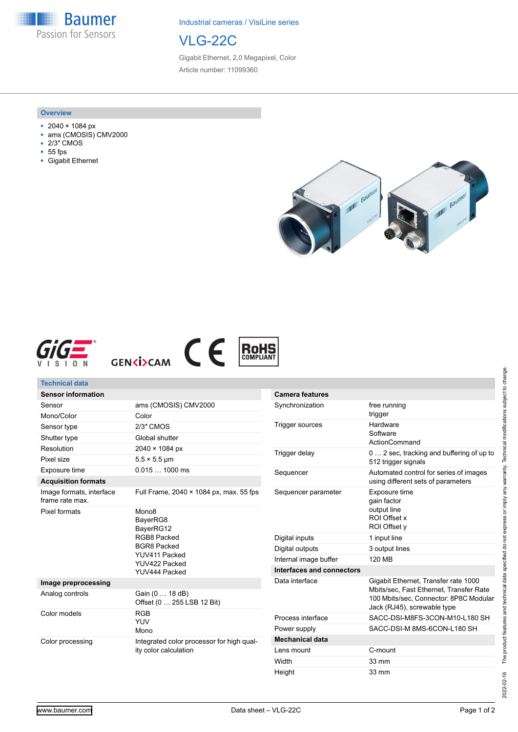Industrial cameras / VisiLine series

# VLG-22C

Gigabit Ethernet, 2,0 Megapixel, Color

Article number: 11099360

## Overview

- 2040 × 1084 px
- ams (CMOSIS) CMV2000
- 2/3″ CMOS
- 55 fps
- Gigabit Ethernet

## Technical data

| **Sensor information** | |
|---|---|
| Sensor | ams (CMOSIS) CMV2000 |
| Mono/Color | Color |
| Sensor type | 2/3″ CMOS |
| Shutter type | Global shutter |
| Resolution | 2040 × 1084 px |
| Pixel size | 5.5 × 5.5 µm |
| Exposure time | 0.015 … 1000 ms |
| **Acquisition formats** | |
| Image formats, interface frame rate max. | Full Frame, 2040 × 1084 px, max. 55 fps |
| Pixel formats | Mono8<br>BayerRG8<br>BayerRG12<br>RGB8 Packed<br>BGR8 Packed<br>YUV411 Packed<br>YUV422 Packed<br>YUV444 Packed |
| **Image preprocessing** | |
| Analog controls | Gain (0 … 18 dB)<br>Offset (0 … 255 LSB 12 Bit) |
| Color models | RGB<br>YUV<br>Mono |
| Color processing | Integrated color processor for high quality color calculation |

| **Camera features** | |
|---|---|
| Synchronization | free running<br>trigger |
| Trigger sources | Hardware<br>Software<br>ActionCommand |
| Trigger delay | 0 … 2 sec, tracking and buffering of up to 512 trigger signals |
| Sequencer | Automated control for series of images using different sets of parameters |
| Sequencer parameter | Exposure time<br>gain factor<br>output line<br>ROI Offset x<br>ROI Offset y |
| Digital inputs | 1 input line |
| Digital outputs | 3 output lines |
| Internal image buffer | 120 MB |
| **Interfaces and connectors** | |
| Data interface | Gigabit Ethernet, Transfer rate 1000 Mbits/sec, Fast Ethernet, Transfer Rate 100 Mbits/sec, Connector: 8P8C Modular Jack (RJ45), screwable type |
| Process interface | SACC-DSI-M8FS-3CON-M10-L180 SH |
| Power supply | SACC-DSI-M 8MS-6CON-L180 SH |
| **Mechanical data** | |
| Lens mount | C-mount |
| Width | 33 mm |
| Height | 33 mm |

2022-02-16 The product features and technical data specified do not express or imply any warranty. Technical modifications subject to change.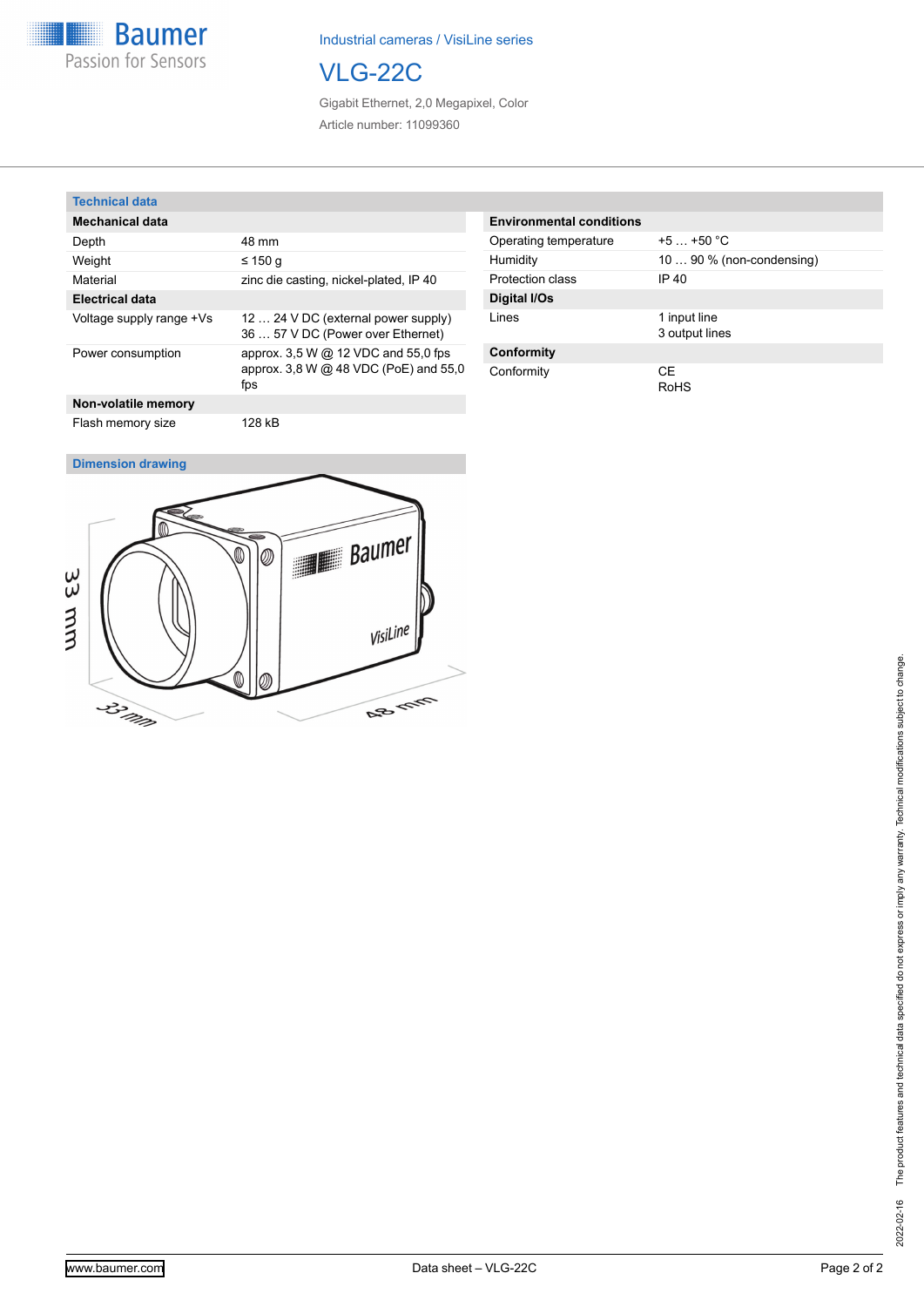Industrial cameras / VisiLine series

# VLG-22C

Gigabit Ethernet, 2,0 Megapixel, Color

Article number: 11099360

## Technical data

| Mechanical data | |
|---|---|
| Depth | 48 mm |
| Weight | ≤ 150 g |
| Material | zinc die casting, nickel-plated, IP 40 |
| **Electrical data** | |
| Voltage supply range +Vs | 12 … 24 V DC (external power supply)<br>36 … 57 V DC (Power over Ethernet) |
| Power consumption | approx. 3,5 W @ 12 VDC and 55,0 fps<br>approx. 3,8 W @ 48 VDC (PoE) and 55,0 fps |
| **Non-volatile memory** | |
| Flash memory size | 128 kB |

| Environmental conditions | |
|---|---|
| Operating temperature | +5 … +50 °C |
| Humidity | 10 … 90 % (non-condensing) |
| Protection class | IP 40 |
| **Digital I/Os** | |
| Lines | 1 input line<br>3 output lines |
| **Conformity** | |
| Conformity | CE<br>RoHS |

## Dimension drawing

33 mm

33 mm

48 mm

The product features and technical data specified do not express or imply any warranty. Technical modifications subject to change.

2022-02-16

www.baumer.com

Data sheet – VLG-22C